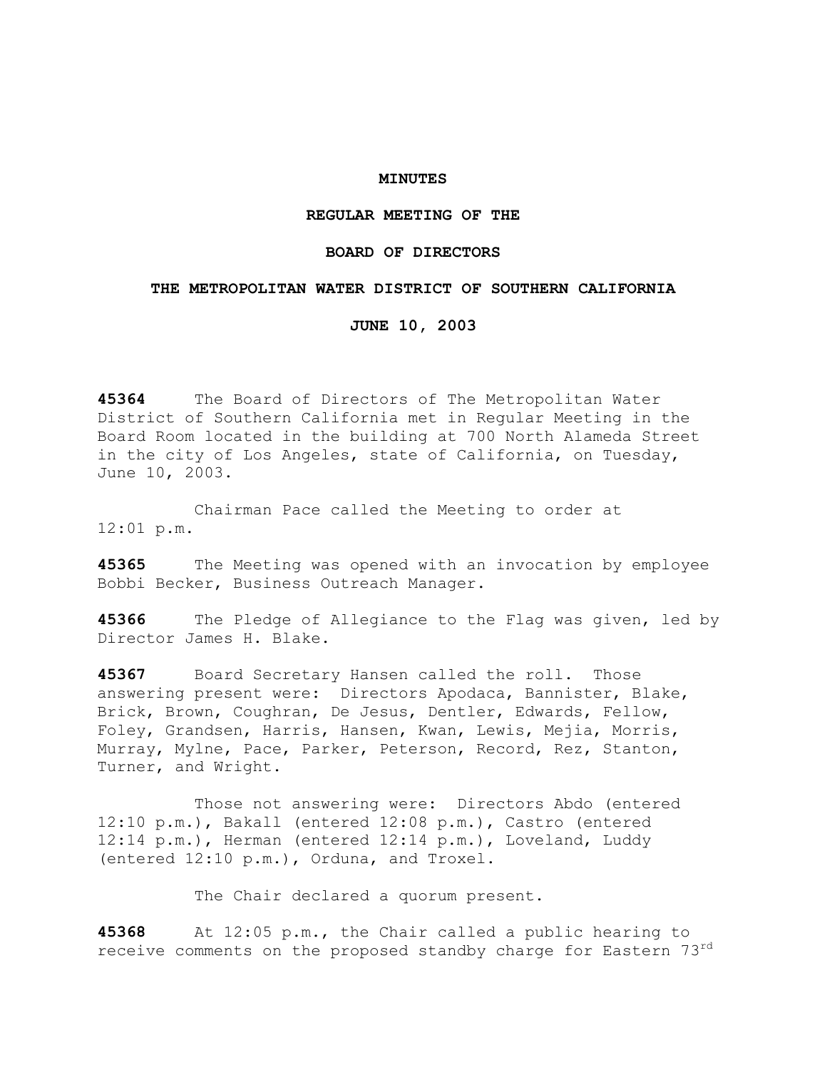**MINUTES**

**REGULAR MEETING OF THE**

**BOARD OF DIRECTORS**

**THE METROPOLITAN WATER DISTRICT OF SOUTHERN CALIFORNIA**

**JUNE 10, 2003**

**45364** The Board of Directors of The Metropolitan Water District of Southern California met in Regular Meeting in the Board Room located in the building at 700 North Alameda Street in the city of Los Angeles, state of California, on Tuesday, June 10, 2003.

Chairman Pace called the Meeting to order at 12:01 p.m.

**45365** The Meeting was opened with an invocation by employee Bobbi Becker, Business Outreach Manager.

**45366** The Pledge of Allegiance to the Flag was given, led by Director James H. Blake.

**45367** Board Secretary Hansen called the roll. Those answering present were: Directors Apodaca, Bannister, Blake, Brick, Brown, Coughran, De Jesus, Dentler, Edwards, Fellow, Foley, Grandsen, Harris, Hansen, Kwan, Lewis, Mejia, Morris, Murray, Mylne, Pace, Parker, Peterson, Record, Rez, Stanton, Turner, and Wright.

Those not answering were: Directors Abdo (entered 12:10 p.m.), Bakall (entered 12:08 p.m.), Castro (entered 12:14 p.m.), Herman (entered 12:14 p.m.), Loveland, Luddy (entered 12:10 p.m.), Orduna, and Troxel.

The Chair declared a quorum present.

**45368** At 12:05 p.m., the Chair called a public hearing to receive comments on the proposed standby charge for Eastern 73rd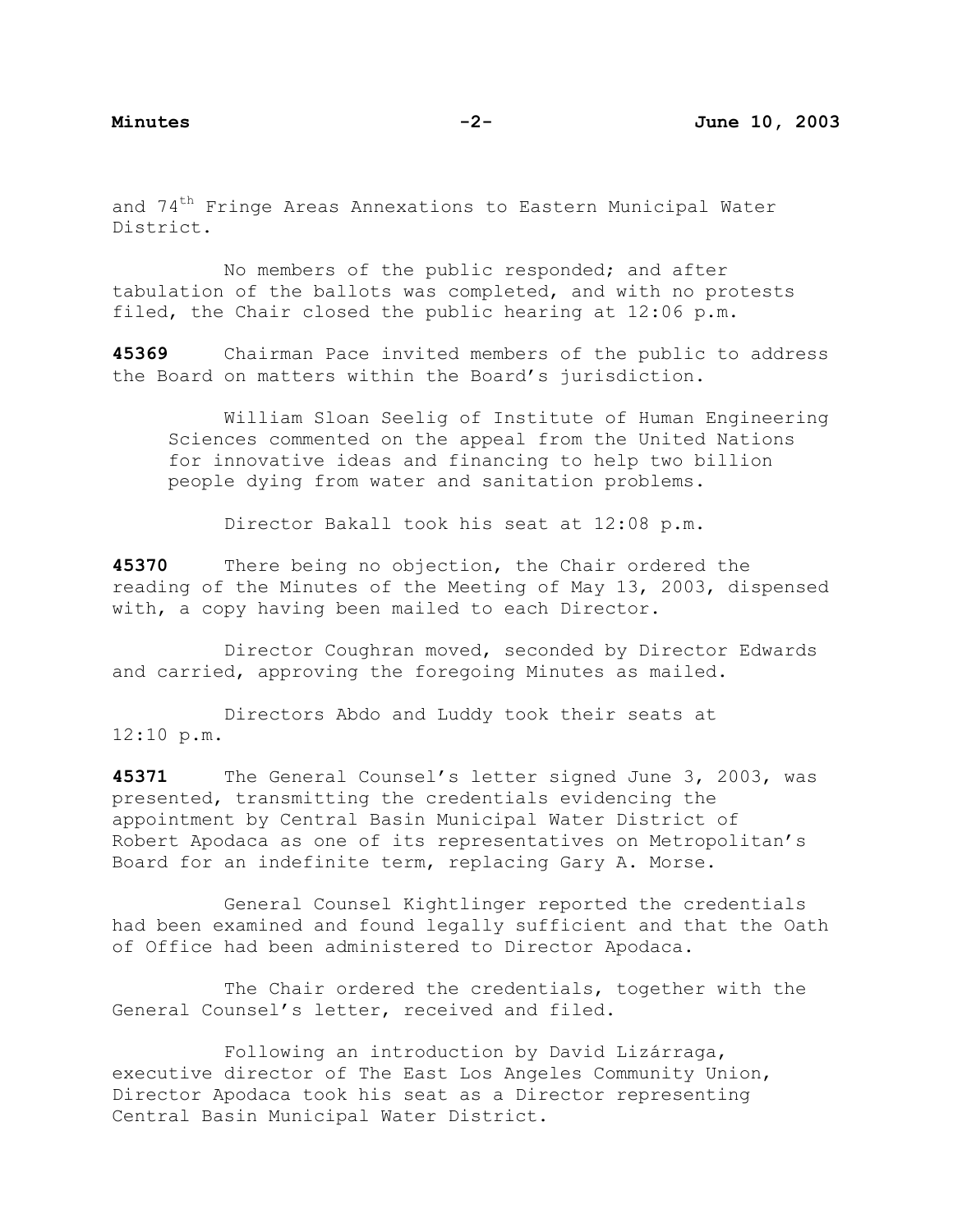and 74th Fringe Areas Annexations to Eastern Municipal Water District.

No members of the public responded; and after tabulation of the ballots was completed, and with no protests filed, the Chair closed the public hearing at 12:06 p.m.

**45369** Chairman Pace invited members of the public to address the Board on matters within the Board's jurisdiction.

William Sloan Seelig of Institute of Human Engineering Sciences commented on the appeal from the United Nations for innovative ideas and financing to help two billion people dying from water and sanitation problems.

Director Bakall took his seat at 12:08 p.m.

**45370** There being no objection, the Chair ordered the reading of the Minutes of the Meeting of May 13, 2003, dispensed with, a copy having been mailed to each Director.

Director Coughran moved, seconded by Director Edwards and carried, approving the foregoing Minutes as mailed.

Directors Abdo and Luddy took their seats at 12:10 p.m.

**45371** The General Counsel's letter signed June 3, 2003, was presented, transmitting the credentials evidencing the appointment by Central Basin Municipal Water District of Robert Apodaca as one of its representatives on Metropolitan's Board for an indefinite term, replacing Gary A. Morse.

General Counsel Kightlinger reported the credentials had been examined and found legally sufficient and that the Oath of Office had been administered to Director Apodaca.

The Chair ordered the credentials, together with the General Counsel's letter, received and filed.

Following an introduction by David Lizárraga, executive director of The East Los Angeles Community Union, Director Apodaca took his seat as a Director representing Central Basin Municipal Water District.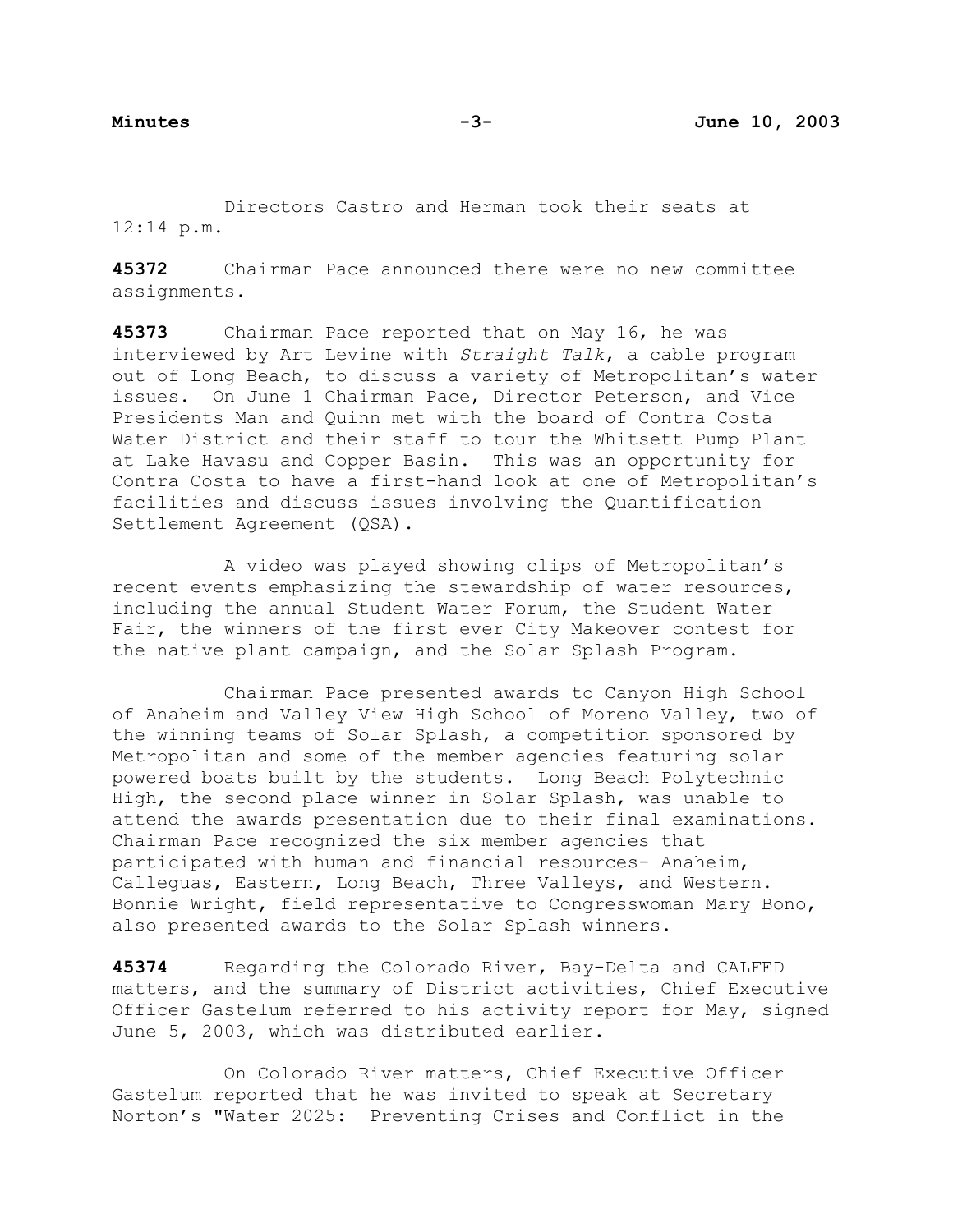Directors Castro and Herman took their seats at 12:14 p.m.

**45372** Chairman Pace announced there were no new committee assignments.

**45373** Chairman Pace reported that on May 16, he was interviewed by Art Levine with *Straight Talk*, a cable program out of Long Beach, to discuss a variety of Metropolitan's water issues. On June 1 Chairman Pace, Director Peterson, and Vice Presidents Man and Quinn met with the board of Contra Costa Water District and their staff to tour the Whitsett Pump Plant at Lake Havasu and Copper Basin. This was an opportunity for Contra Costa to have a first-hand look at one of Metropolitan's facilities and discuss issues involving the Quantification Settlement Agreement (QSA).

A video was played showing clips of Metropolitan's recent events emphasizing the stewardship of water resources, including the annual Student Water Forum, the Student Water Fair, the winners of the first ever City Makeover contest for the native plant campaign, and the Solar Splash Program.

Chairman Pace presented awards to Canyon High School of Anaheim and Valley View High School of Moreno Valley, two of the winning teams of Solar Splash, a competition sponsored by Metropolitan and some of the member agencies featuring solar powered boats built by the students. Long Beach Polytechnic High, the second place winner in Solar Splash, was unable to attend the awards presentation due to their final examinations. Chairman Pace recognized the six member agencies that participated with human and financial resources—Anaheim, Calleguas, Eastern, Long Beach, Three Valleys, and Western. Bonnie Wright, field representative to Congresswoman Mary Bono, also presented awards to the Solar Splash winners.

**45374** Regarding the Colorado River, Bay-Delta and CALFED matters, and the summary of District activities, Chief Executive Officer Gastelum referred to his activity report for May, signed June 5, 2003, which was distributed earlier.

On Colorado River matters, Chief Executive Officer Gastelum reported that he was invited to speak at Secretary Norton's "Water 2025: Preventing Crises and Conflict in the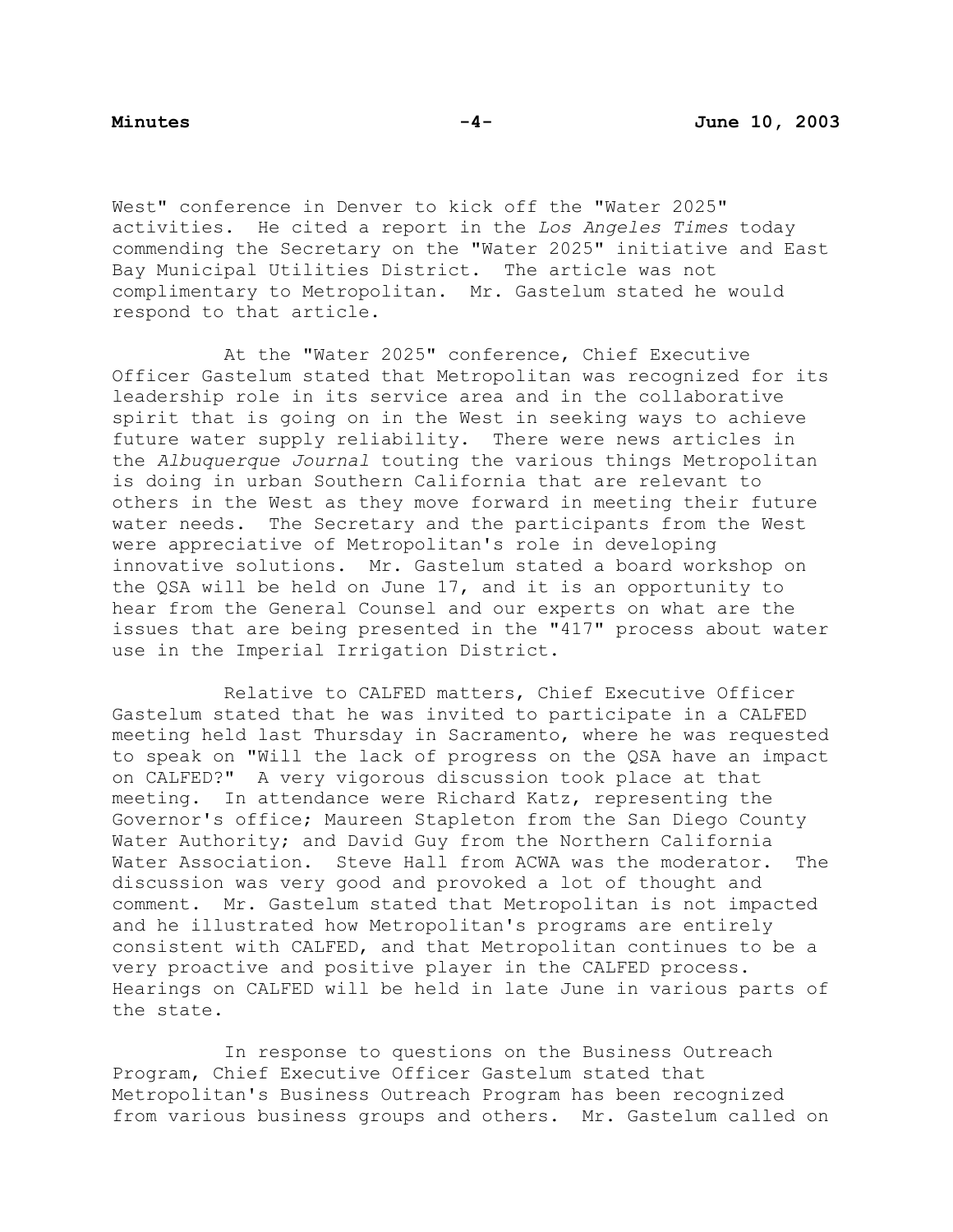West" conference in Denver to kick off the "Water 2025" activities. He cited a report in the *Los Angeles Times* today commending the Secretary on the "Water 2025" initiative and East Bay Municipal Utilities District. The article was not complimentary to Metropolitan. Mr. Gastelum stated he would respond to that article.

At the "Water 2025" conference, Chief Executive Officer Gastelum stated that Metropolitan was recognized for its leadership role in its service area and in the collaborative spirit that is going on in the West in seeking ways to achieve future water supply reliability. There were news articles in the *Albuquerque Journal* touting the various things Metropolitan is doing in urban Southern California that are relevant to others in the West as they move forward in meeting their future water needs. The Secretary and the participants from the West were appreciative of Metropolitan's role in developing innovative solutions. Mr. Gastelum stated a board workshop on the QSA will be held on June 17, and it is an opportunity to hear from the General Counsel and our experts on what are the issues that are being presented in the "417" process about water use in the Imperial Irrigation District.

Relative to CALFED matters, Chief Executive Officer Gastelum stated that he was invited to participate in a CALFED meeting held last Thursday in Sacramento, where he was requested to speak on "Will the lack of progress on the QSA have an impact on CALFED?" A very vigorous discussion took place at that meeting. In attendance were Richard Katz, representing the Governor's office; Maureen Stapleton from the San Diego County Water Authority; and David Guy from the Northern California Water Association. Steve Hall from ACWA was the moderator. The discussion was very good and provoked a lot of thought and comment. Mr. Gastelum stated that Metropolitan is not impacted and he illustrated how Metropolitan's programs are entirely consistent with CALFED, and that Metropolitan continues to be a very proactive and positive player in the CALFED process. Hearings on CALFED will be held in late June in various parts of the state.

In response to questions on the Business Outreach Program, Chief Executive Officer Gastelum stated that Metropolitan's Business Outreach Program has been recognized from various business groups and others. Mr. Gastelum called on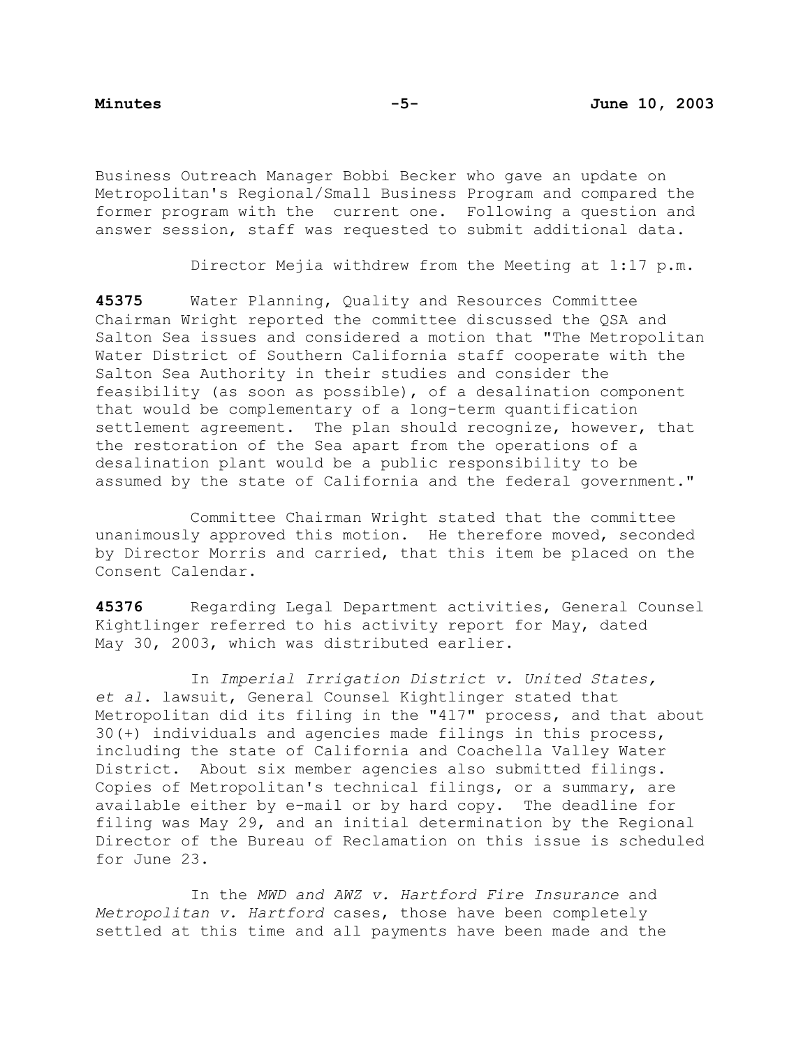Business Outreach Manager Bobbi Becker who gave an update on Metropolitan's Regional/Small Business Program and compared the former program with the current one. Following a question and answer session, staff was requested to submit additional data.

Director Mejia withdrew from the Meeting at 1:17 p.m.

**45375** Water Planning, Quality and Resources Committee Chairman Wright reported the committee discussed the QSA and Salton Sea issues and considered a motion that "The Metropolitan Water District of Southern California staff cooperate with the Salton Sea Authority in their studies and consider the feasibility (as soon as possible), of a desalination component that would be complementary of a long-term quantification settlement agreement. The plan should recognize, however, that the restoration of the Sea apart from the operations of a desalination plant would be a public responsibility to be assumed by the state of California and the federal government."

Committee Chairman Wright stated that the committee unanimously approved this motion. He therefore moved, seconded by Director Morris and carried, that this item be placed on the Consent Calendar.

**45376** Regarding Legal Department activities, General Counsel Kightlinger referred to his activity report for May, dated May 30, 2003, which was distributed earlier.

In *Imperial Irrigation District v. United States, et al*. lawsuit, General Counsel Kightlinger stated that Metropolitan did its filing in the "417" process, and that about 30(+) individuals and agencies made filings in this process, including the state of California and Coachella Valley Water District. About six member agencies also submitted filings. Copies of Metropolitan's technical filings, or a summary, are available either by e-mail or by hard copy. The deadline for filing was May 29, and an initial determination by the Regional Director of the Bureau of Reclamation on this issue is scheduled for June 23.

In the *MWD and AWZ v. Hartford Fire Insurance* and *Metropolitan v. Hartford* cases, those have been completely settled at this time and all payments have been made and the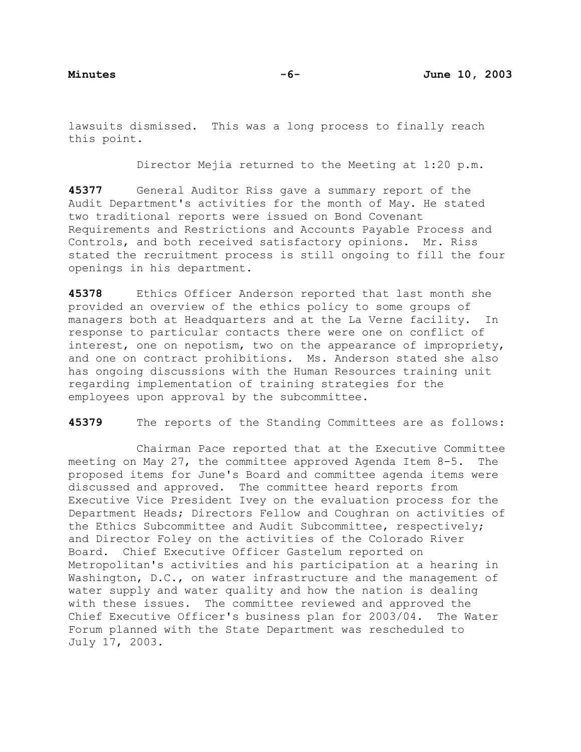lawsuits dismissed. This was a long process to finally reach this point.

Director Mejia returned to the Meeting at 1:20 p.m.

**45377** General Auditor Riss gave a summary report of the Audit Department's activities for the month of May. He stated two traditional reports were issued on Bond Covenant Requirements and Restrictions and Accounts Payable Process and Controls, and both received satisfactory opinions. Mr. Riss stated the recruitment process is still ongoing to fill the four openings in his department.

**45378** Ethics Officer Anderson reported that last month she provided an overview of the ethics policy to some groups of managers both at Headquarters and at the La Verne facility. In response to particular contacts there were one on conflict of interest, one on nepotism, two on the appearance of impropriety, and one on contract prohibitions. Ms. Anderson stated she also has ongoing discussions with the Human Resources training unit regarding implementation of training strategies for the employees upon approval by the subcommittee.

**45379** The reports of the Standing Committees are as follows:

Chairman Pace reported that at the Executive Committee meeting on May 27, the committee approved Agenda Item 8-5. The proposed items for June's Board and committee agenda items were discussed and approved. The committee heard reports from Executive Vice President Ivey on the evaluation process for the Department Heads; Directors Fellow and Coughran on activities of the Ethics Subcommittee and Audit Subcommittee, respectively; and Director Foley on the activities of the Colorado River Board. Chief Executive Officer Gastelum reported on Metropolitan's activities and his participation at a hearing in Washington, D.C., on water infrastructure and the management of water supply and water quality and how the nation is dealing with these issues. The committee reviewed and approved the Chief Executive Officer's business plan for 2003/04. The Water Forum planned with the State Department was rescheduled to July 17, 2003.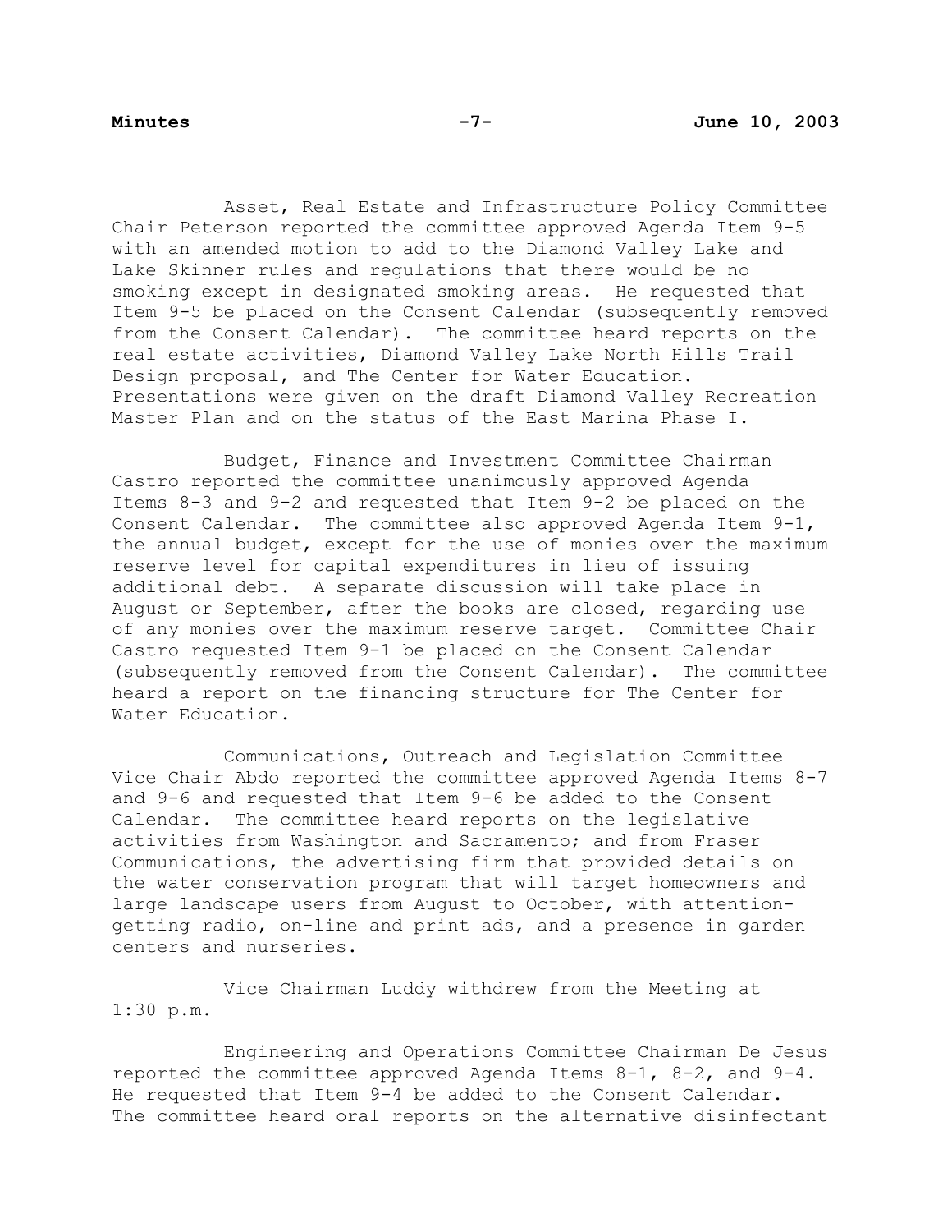Asset, Real Estate and Infrastructure Policy Committee Chair Peterson reported the committee approved Agenda Item 9-5 with an amended motion to add to the Diamond Valley Lake and Lake Skinner rules and regulations that there would be no smoking except in designated smoking areas. He requested that Item 9-5 be placed on the Consent Calendar (subsequently removed from the Consent Calendar). The committee heard reports on the real estate activities, Diamond Valley Lake North Hills Trail Design proposal, and The Center for Water Education. Presentations were given on the draft Diamond Valley Recreation Master Plan and on the status of the East Marina Phase I.

Budget, Finance and Investment Committee Chairman Castro reported the committee unanimously approved Agenda Items 8-3 and 9-2 and requested that Item 9-2 be placed on the Consent Calendar. The committee also approved Agenda Item 9-1, the annual budget, except for the use of monies over the maximum reserve level for capital expenditures in lieu of issuing additional debt. A separate discussion will take place in August or September, after the books are closed, regarding use of any monies over the maximum reserve target. Committee Chair Castro requested Item 9-1 be placed on the Consent Calendar (subsequently removed from the Consent Calendar). The committee heard a report on the financing structure for The Center for Water Education.

Communications, Outreach and Legislation Committee Vice Chair Abdo reported the committee approved Agenda Items 8-7 and 9-6 and requested that Item 9-6 be added to the Consent Calendar. The committee heard reports on the legislative activities from Washington and Sacramento; and from Fraser Communications, the advertising firm that provided details on the water conservation program that will target homeowners and large landscape users from August to October, with attention-getting radio, on-line and print ads, and a presence in garden centers and nurseries.

Vice Chairman Luddy withdrew from the Meeting at 1:30 p.m.

Engineering and Operations Committee Chairman De Jesus reported the committee approved Agenda Items 8-1, 8-2, and 9-4. He requested that Item 9-4 be added to the Consent Calendar. The committee heard oral reports on the alternative disinfectant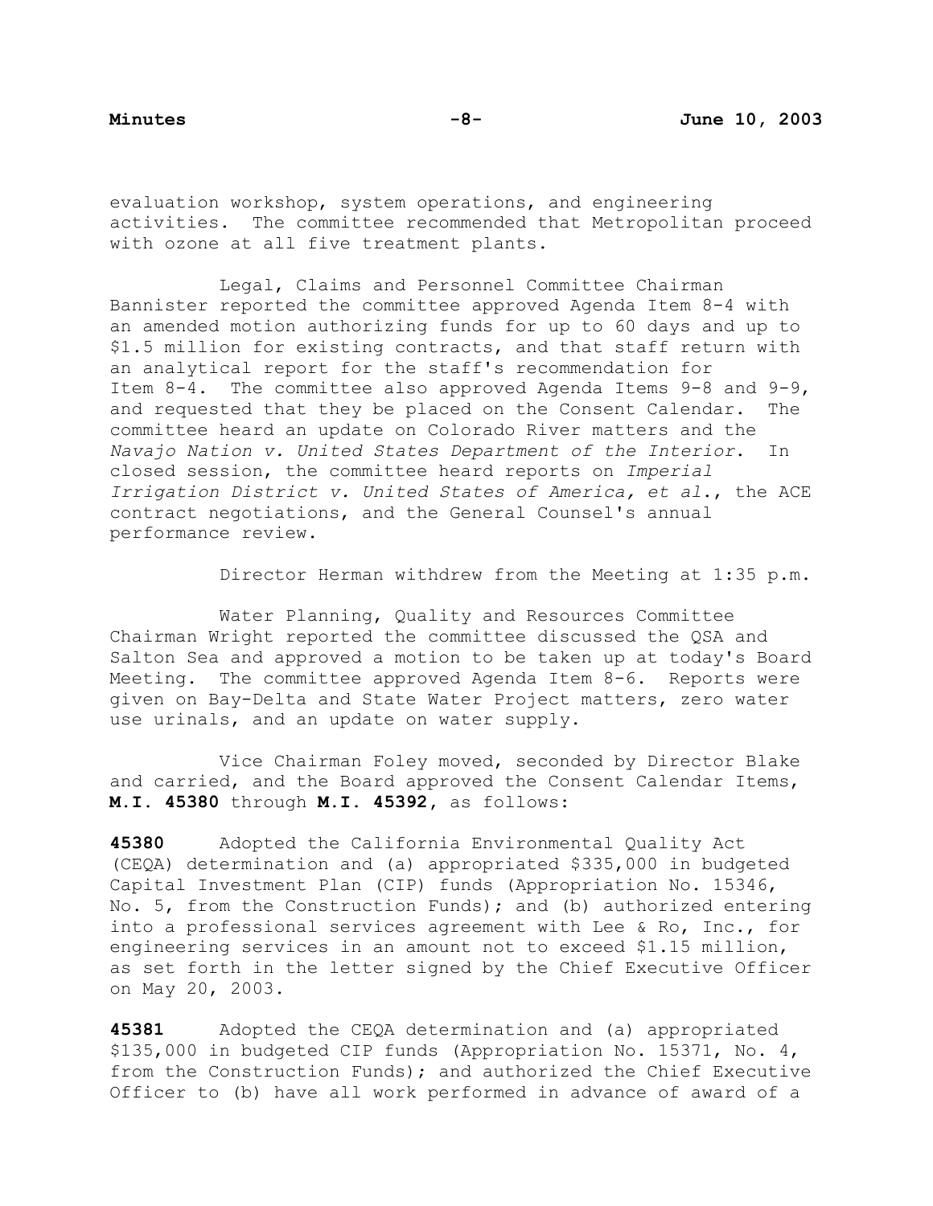evaluation workshop, system operations, and engineering activities. The committee recommended that Metropolitan proceed with ozone at all five treatment plants.

Legal, Claims and Personnel Committee Chairman Bannister reported the committee approved Agenda Item 8-4 with an amended motion authorizing funds for up to 60 days and up to $1.5 million for existing contracts, and that staff return with an analytical report for the staff's recommendation for Item 8-4. The committee also approved Agenda Items 9-8 and 9-9, and requested that they be placed on the Consent Calendar. The committee heard an update on Colorado River matters and the *Navajo Nation v. United States Department of the Interior*. In closed session, the committee heard reports on *Imperial Irrigation District v. United States of America, et al*., the ACE contract negotiations, and the General Counsel's annual performance review.

Director Herman withdrew from the Meeting at 1:35 p.m.

Water Planning, Quality and Resources Committee Chairman Wright reported the committee discussed the QSA and Salton Sea and approved a motion to be taken up at today's Board Meeting. The committee approved Agenda Item 8-6. Reports were given on Bay-Delta and State Water Project matters, zero water use urinals, and an update on water supply.

Vice Chairman Foley moved, seconded by Director Blake and carried, and the Board approved the Consent Calendar Items, **M.I. 45380** through **M.I. 45392**, as follows:

**45380** Adopted the California Environmental Quality Act (CEQA) determination and (a) appropriated $335,000 in budgeted Capital Investment Plan (CIP) funds (Appropriation No. 15346, No. 5, from the Construction Funds); and (b) authorized entering into a professional services agreement with Lee & Ro, Inc., for engineering services in an amount not to exceed $1.15 million, as set forth in the letter signed by the Chief Executive Officer on May 20, 2003.

**45381** Adopted the CEQA determination and (a) appropriated $135,000 in budgeted CIP funds (Appropriation No. 15371, No. 4, from the Construction Funds); and authorized the Chief Executive Officer to (b) have all work performed in advance of award of a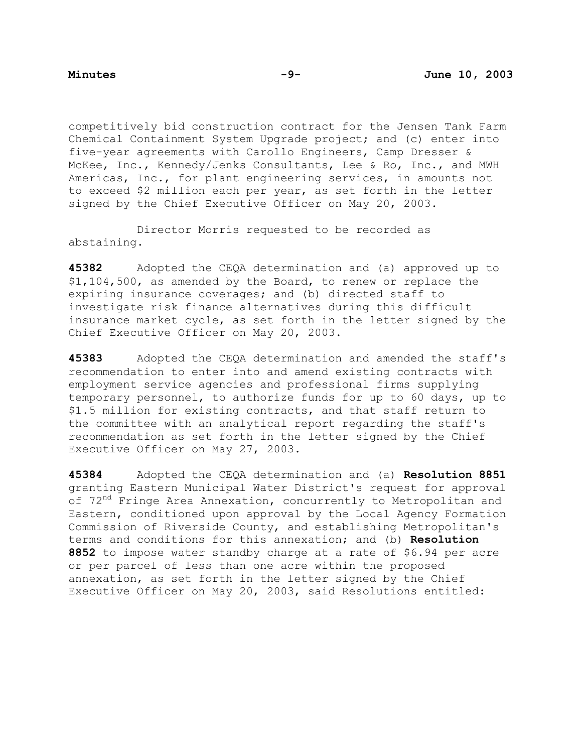competitively bid construction contract for the Jensen Tank Farm Chemical Containment System Upgrade project; and (c) enter into five-year agreements with Carollo Engineers, Camp Dresser & McKee, Inc., Kennedy/Jenks Consultants, Lee & Ro, Inc., and MWH Americas, Inc., for plant engineering services, in amounts not to exceed $2 million each per year, as set forth in the letter signed by the Chief Executive Officer on May 20, 2003.

Director Morris requested to be recorded as abstaining.

**45382** Adopted the CEQA determination and (a) approved up to $1,104,500, as amended by the Board, to renew or replace the expiring insurance coverages; and (b) directed staff to investigate risk finance alternatives during this difficult insurance market cycle, as set forth in the letter signed by the Chief Executive Officer on May 20, 2003.

**45383** Adopted the CEQA determination and amended the staff's recommendation to enter into and amend existing contracts with employment service agencies and professional firms supplying temporary personnel, to authorize funds for up to 60 days, up to $1.5 million for existing contracts, and that staff return to the committee with an analytical report regarding the staff's recommendation as set forth in the letter signed by the Chief Executive Officer on May 27, 2003.

**45384** Adopted the CEQA determination and (a) **Resolution 8851** granting Eastern Municipal Water District's request for approval of 72nd Fringe Area Annexation, concurrently to Metropolitan and Eastern, conditioned upon approval by the Local Agency Formation Commission of Riverside County, and establishing Metropolitan's terms and conditions for this annexation; and (b) **Resolution 8852** to impose water standby charge at a rate of $6.94 per acre or per parcel of less than one acre within the proposed annexation, as set forth in the letter signed by the Chief Executive Officer on May 20, 2003, said Resolutions entitled: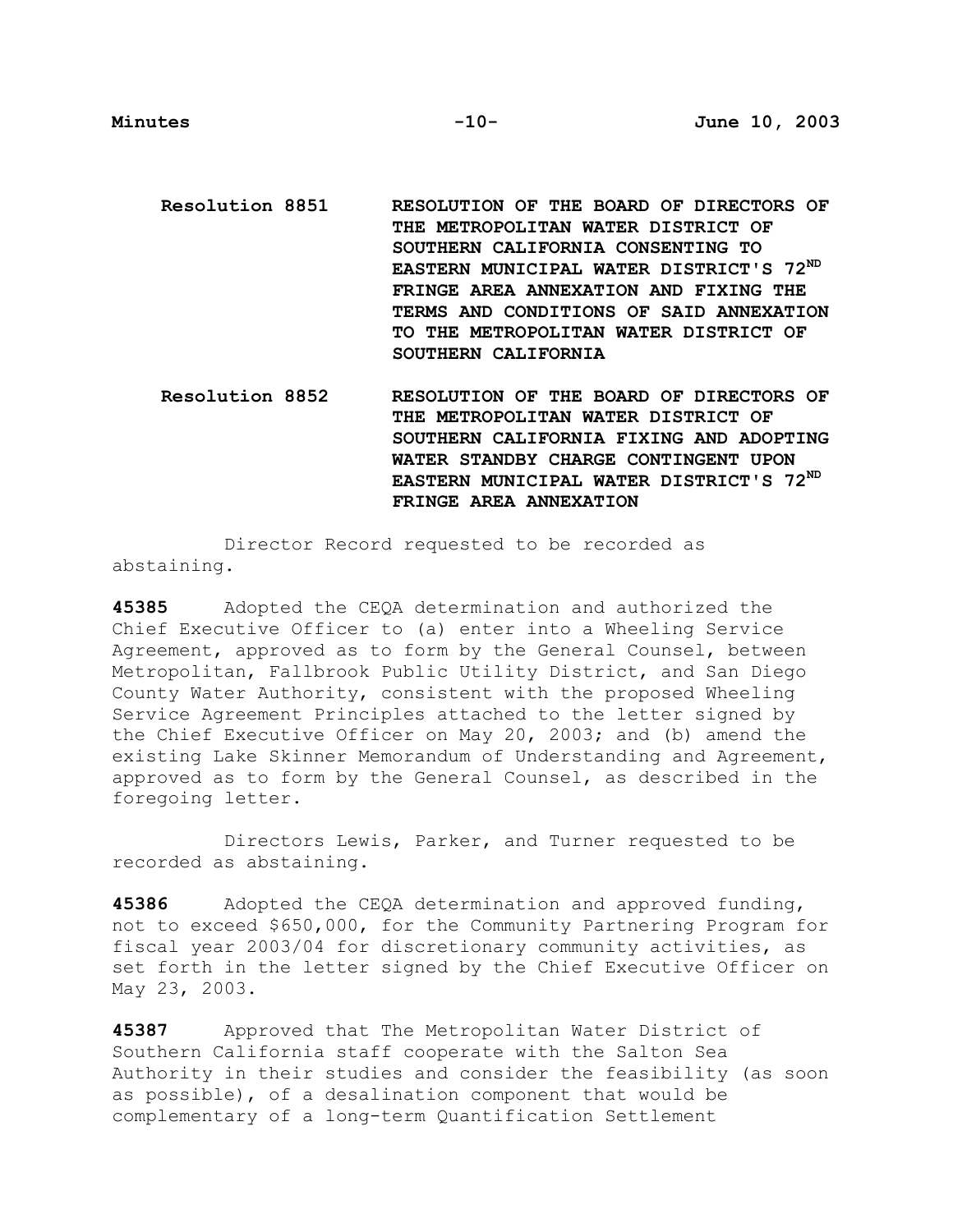**Resolution 8851** **RESOLUTION OF THE BOARD OF DIRECTORS OF THE METROPOLITAN WATER DISTRICT OF SOUTHERN CALIFORNIA CONSENTING TO EASTERN MUNICIPAL WATER DISTRICT'S 72$^{ND}$ FRINGE AREA ANNEXATION AND FIXING THE TERMS AND CONDITIONS OF SAID ANNEXATION TO THE METROPOLITAN WATER DISTRICT OF SOUTHERN CALIFORNIA**

**Resolution 8852** **RESOLUTION OF THE BOARD OF DIRECTORS OF THE METROPOLITAN WATER DISTRICT OF SOUTHERN CALIFORNIA FIXING AND ADOPTING WATER STANDBY CHARGE CONTINGENT UPON EASTERN MUNICIPAL WATER DISTRICT'S 72$^{ND}$ FRINGE AREA ANNEXATION**

Director Record requested to be recorded as abstaining.

**45385** Adopted the CEQA determination and authorized the Chief Executive Officer to (a) enter into a Wheeling Service Agreement, approved as to form by the General Counsel, between Metropolitan, Fallbrook Public Utility District, and San Diego County Water Authority, consistent with the proposed Wheeling Service Agreement Principles attached to the letter signed by the Chief Executive Officer on May 20, 2003; and (b) amend the existing Lake Skinner Memorandum of Understanding and Agreement, approved as to form by the General Counsel, as described in the foregoing letter.

Directors Lewis, Parker, and Turner requested to be recorded as abstaining.

**45386** Adopted the CEQA determination and approved funding, not to exceed $650,000, for the Community Partnering Program for fiscal year 2003/04 for discretionary community activities, as set forth in the letter signed by the Chief Executive Officer on May 23, 2003.

**45387** Approved that The Metropolitan Water District of Southern California staff cooperate with the Salton Sea Authority in their studies and consider the feasibility (as soon as possible), of a desalination component that would be complementary of a long-term Quantification Settlement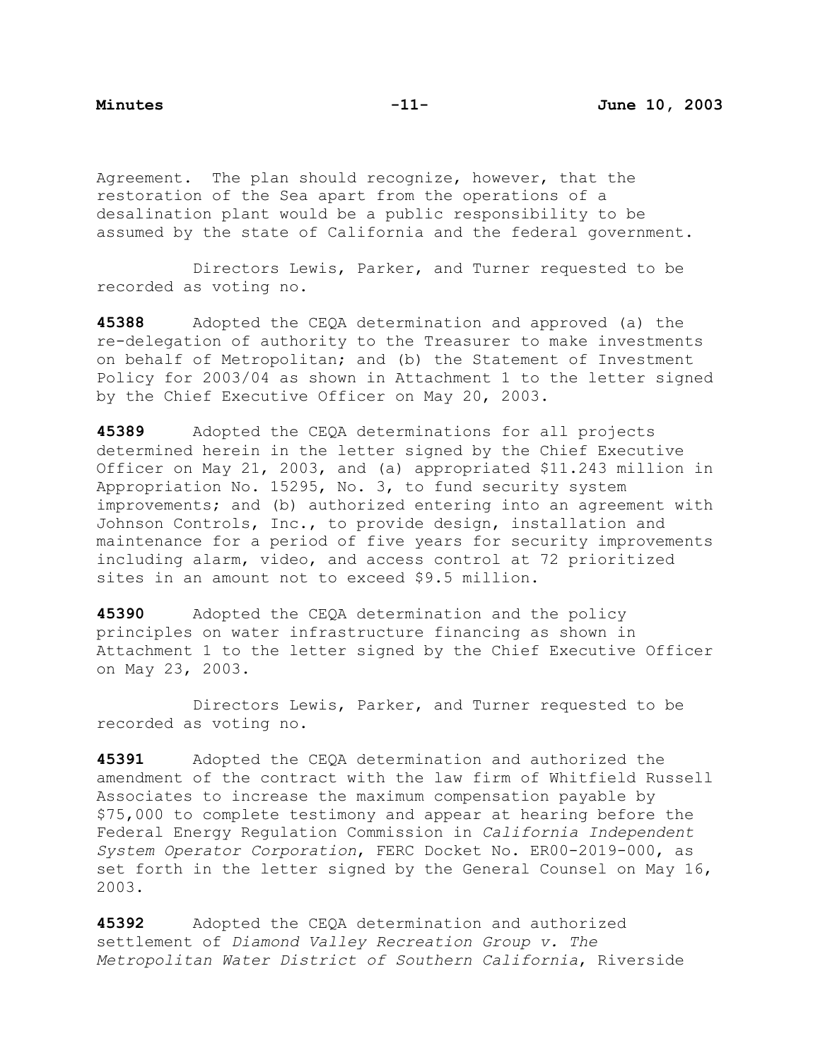Agreement. The plan should recognize, however, that the restoration of the Sea apart from the operations of a desalination plant would be a public responsibility to be assumed by the state of California and the federal government.

Directors Lewis, Parker, and Turner requested to be recorded as voting no.

**45388** Adopted the CEQA determination and approved (a) the re-delegation of authority to the Treasurer to make investments on behalf of Metropolitan; and (b) the Statement of Investment Policy for 2003/04 as shown in Attachment 1 to the letter signed by the Chief Executive Officer on May 20, 2003.

**45389** Adopted the CEQA determinations for all projects determined herein in the letter signed by the Chief Executive Officer on May 21, 2003, and (a) appropriated $11.243 million in Appropriation No. 15295, No. 3, to fund security system improvements; and (b) authorized entering into an agreement with Johnson Controls, Inc., to provide design, installation and maintenance for a period of five years for security improvements including alarm, video, and access control at 72 prioritized sites in an amount not to exceed $9.5 million.

**45390** Adopted the CEQA determination and the policy principles on water infrastructure financing as shown in Attachment 1 to the letter signed by the Chief Executive Officer on May 23, 2003.

Directors Lewis, Parker, and Turner requested to be recorded as voting no.

**45391** Adopted the CEQA determination and authorized the amendment of the contract with the law firm of Whitfield Russell Associates to increase the maximum compensation payable by $75,000 to complete testimony and appear at hearing before the Federal Energy Regulation Commission in *California Independent System Operator Corporation*, FERC Docket No. ER00-2019-000, as set forth in the letter signed by the General Counsel on May 16, 2003.

**45392** Adopted the CEQA determination and authorized settlement of *Diamond Valley Recreation Group v. The Metropolitan Water District of Southern California*, Riverside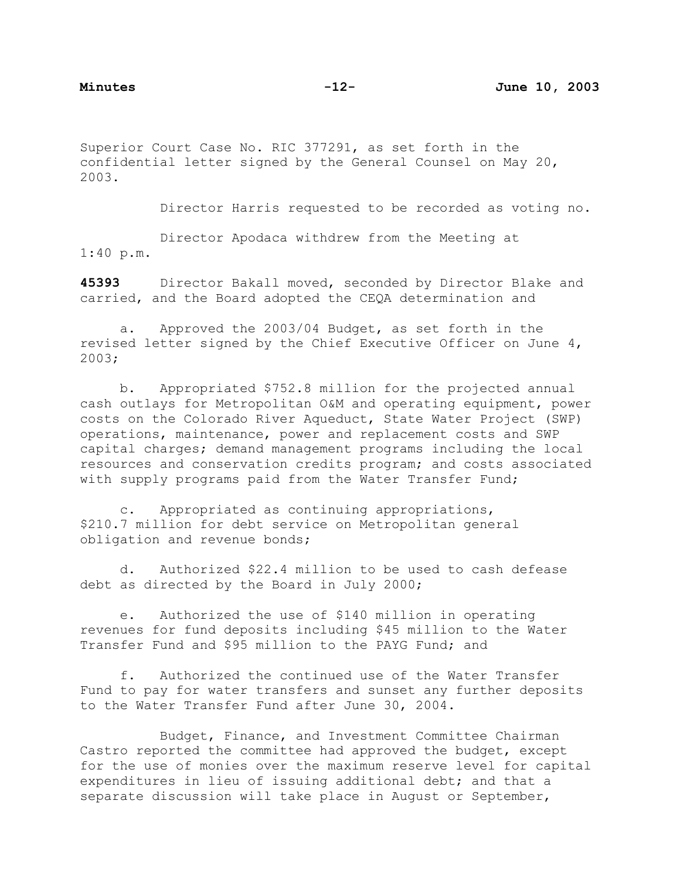Superior Court Case No. RIC 377291, as set forth in the confidential letter signed by the General Counsel on May 20, 2003.

Director Harris requested to be recorded as voting no.

Director Apodaca withdrew from the Meeting at 1:40 p.m.

**45393** Director Bakall moved, seconded by Director Blake and carried, and the Board adopted the CEQA determination and

a. Approved the 2003/04 Budget, as set forth in the revised letter signed by the Chief Executive Officer on June 4, 2003;

b. Appropriated $752.8 million for the projected annual cash outlays for Metropolitan O&M and operating equipment, power costs on the Colorado River Aqueduct, State Water Project (SWP) operations, maintenance, power and replacement costs and SWP capital charges; demand management programs including the local resources and conservation credits program; and costs associated with supply programs paid from the Water Transfer Fund;

c. Appropriated as continuing appropriations, $210.7 million for debt service on Metropolitan general obligation and revenue bonds;

d. Authorized $22.4 million to be used to cash defease debt as directed by the Board in July 2000;

e. Authorized the use of $140 million in operating revenues for fund deposits including $45 million to the Water Transfer Fund and $95 million to the PAYG Fund; and

f. Authorized the continued use of the Water Transfer Fund to pay for water transfers and sunset any further deposits to the Water Transfer Fund after June 30, 2004.

Budget, Finance, and Investment Committee Chairman Castro reported the committee had approved the budget, except for the use of monies over the maximum reserve level for capital expenditures in lieu of issuing additional debt; and that a separate discussion will take place in August or September,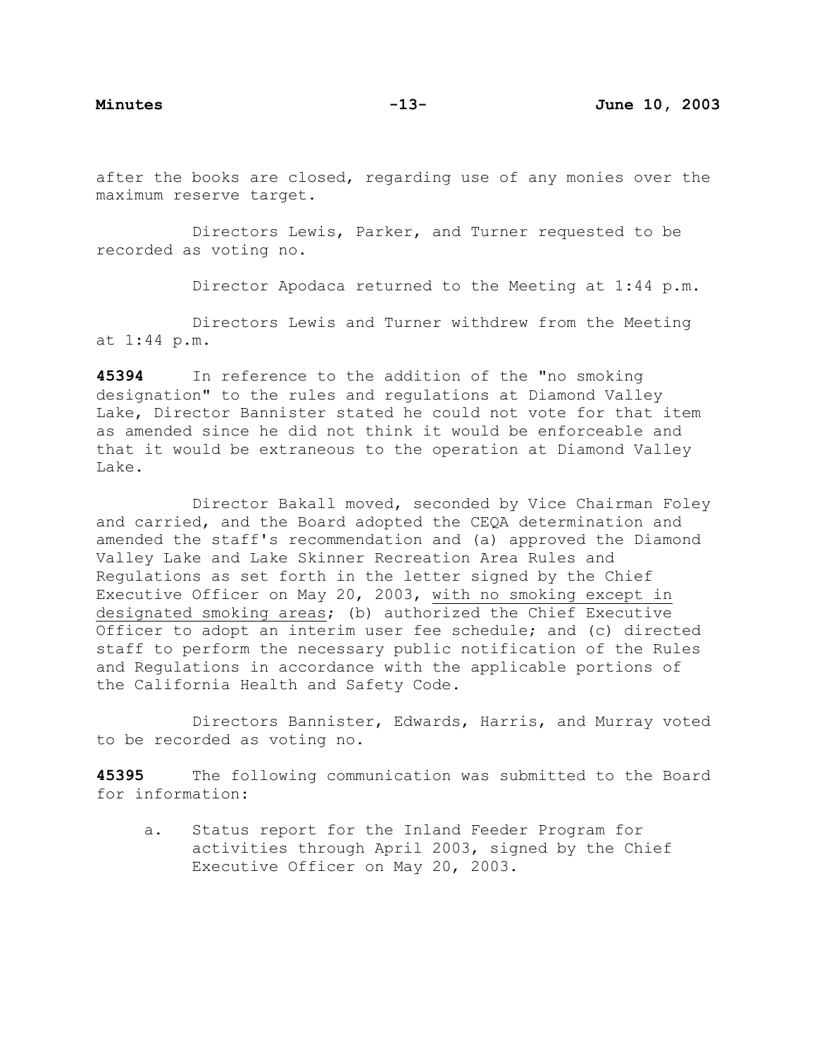after the books are closed, regarding use of any monies over the maximum reserve target.

Directors Lewis, Parker, and Turner requested to be recorded as voting no.

Director Apodaca returned to the Meeting at 1:44 p.m.

Directors Lewis and Turner withdrew from the Meeting at 1:44 p.m.

**45394** In reference to the addition of the "no smoking designation" to the rules and regulations at Diamond Valley Lake, Director Bannister stated he could not vote for that item as amended since he did not think it would be enforceable and that it would be extraneous to the operation at Diamond Valley Lake.

Director Bakall moved, seconded by Vice Chairman Foley and carried, and the Board adopted the CEQA determination and amended the staff's recommendation and (a) approved the Diamond Valley Lake and Lake Skinner Recreation Area Rules and Regulations as set forth in the letter signed by the Chief Executive Officer on May 20, 2003, <u>with no smoking except in designated smoking areas</u>; (b) authorized the Chief Executive Officer to adopt an interim user fee schedule; and (c) directed staff to perform the necessary public notification of the Rules and Regulations in accordance with the applicable portions of the California Health and Safety Code.

Directors Bannister, Edwards, Harris, and Murray voted to be recorded as voting no.

**45395** The following communication was submitted to the Board for information:

a. Status report for the Inland Feeder Program for activities through April 2003, signed by the Chief Executive Officer on May 20, 2003.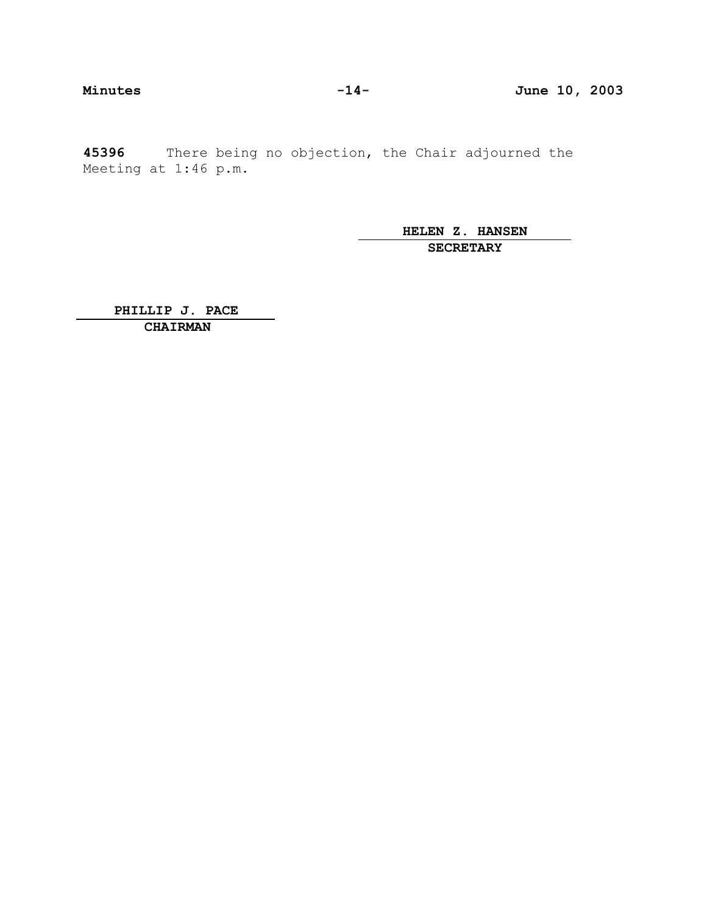**45396** There being no objection, the Chair adjourned the Meeting at 1:46 p.m.

**HELEN Z. HANSEN**
**SECRETARY**

**PHILLIP J. PACE**
**CHAIRMAN**